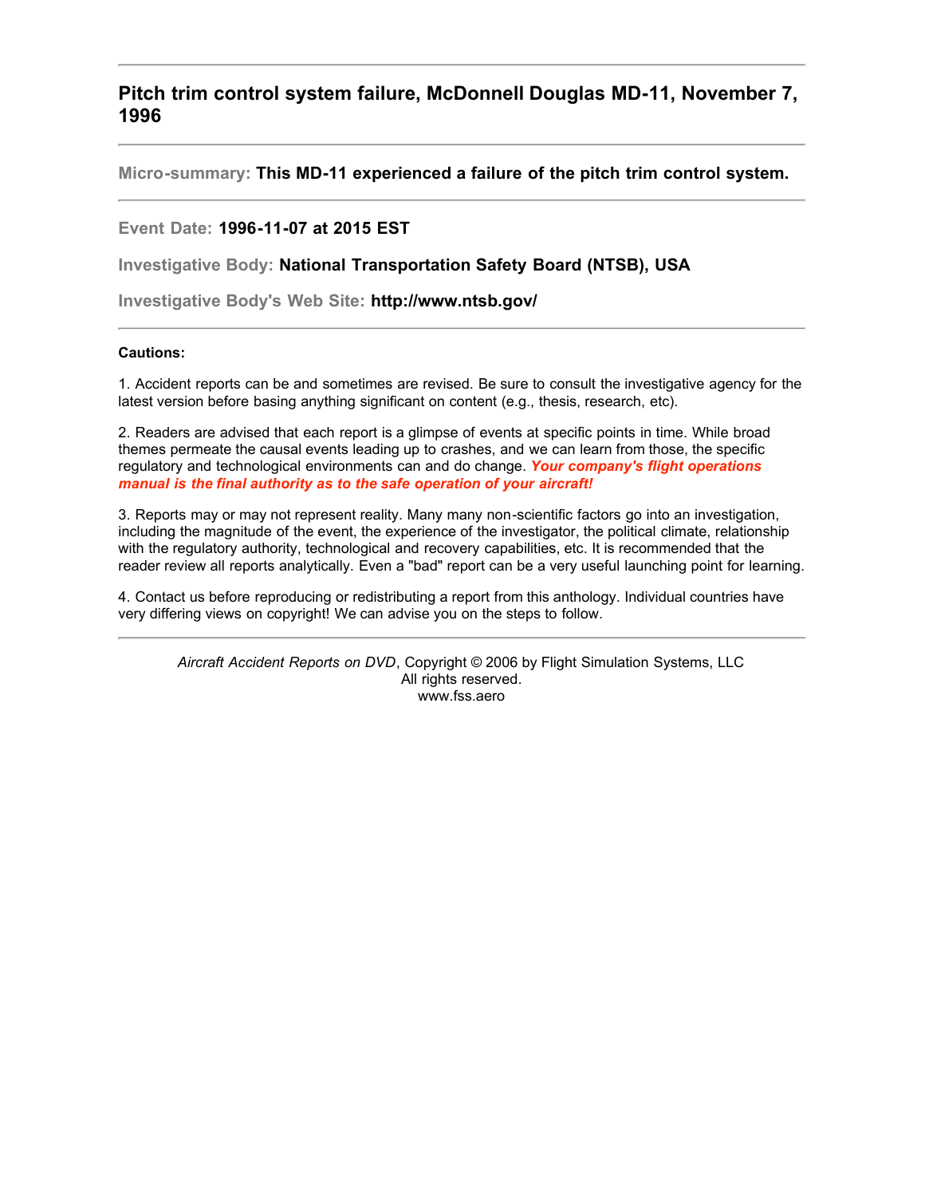# Pitch trim control system failure, McDonnell Douglas MD-11, November 7, 1996

---

**Micro-summary:** **This MD-11 experienced a failure of the pitch trim control system.**

---

**Event Date:** **1996-11-07 at 2015 EST**

**Investigative Body:** **National Transportation Safety Board (NTSB), USA**

**Investigative Body's Web Site:** **http://www.ntsb.gov/**

---

**Cautions:**

1. Accident reports can be and sometimes are revised. Be sure to consult the investigative agency for the latest version before basing anything significant on content (e.g., thesis, research, etc).

2. Readers are advised that each report is a glimpse of events at specific points in time. While broad themes permeate the causal events leading up to crashes, and we can learn from those, the specific regulatory and technological environments can and do change. ***Your company's flight operations manual is the final authority as to the safe operation of your aircraft!***

3. Reports may or may not represent reality. Many many non-scientific factors go into an investigation, including the magnitude of the event, the experience of the investigator, the political climate, relationship with the regulatory authority, technological and recovery capabilities, etc. It is recommended that the reader review all reports analytically. Even a "bad" report can be a very useful launching point for learning.

4. Contact us before reproducing or redistributing a report from this anthology. Individual countries have very differing views on copyright! We can advise you on the steps to follow.

---

*Aircraft Accident Reports on DVD*, Copyright © 2006 by Flight Simulation Systems, LLC
All rights reserved.
www.fss.aero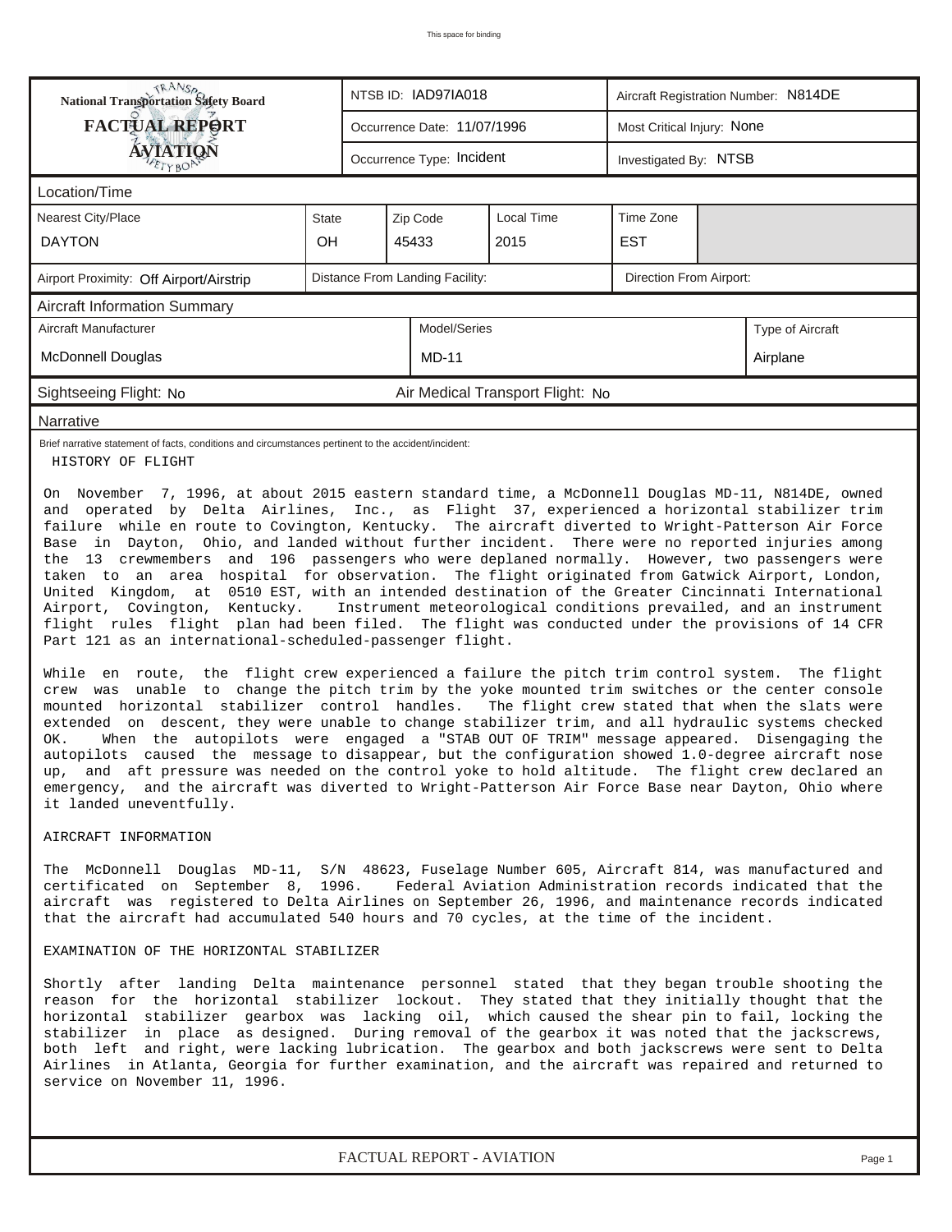This space for binding

| National Transportation Safety Board FACTUAL REPORT AVIATION | NTSB ID: IAD97IA018 | Aircraft Registration Number: N814DE |
|---|---|---|
| | Occurrence Date: 11/07/1996 | Most Critical Injury: None |
| | Occurrence Type: Incident | Investigated By: NTSB |

## Location/Time

| Nearest City/Place | State | Zip Code | Local Time | Time Zone |
|---|---|---|---|---|
| DAYTON | OH | 45433 | 2015 | EST |

| Airport Proximity: Off Airport/Airstrip | Distance From Landing Facility: | Direction From Airport: |
|---|---|---|

## Aircraft Information Summary

| Aircraft Manufacturer | Model/Series | Type of Aircraft |
|---|---|---|
| McDonnell Douglas | MD-11 | Airplane |

| Sightseeing Flight: No | Air Medical Transport Flight: No |
|---|---|

## Narrative

Brief narrative statement of facts, conditions and circumstances pertinent to the accident/incident:

HISTORY OF FLIGHT

On November 7, 1996, at about 2015 eastern standard time, a McDonnell Douglas MD-11, N814DE, owned and operated by Delta Airlines, Inc., as Flight 37, experienced a horizontal stabilizer trim failure while en route to Covington, Kentucky. The aircraft diverted to Wright-Patterson Air Force Base in Dayton, Ohio, and landed without further incident. There were no reported injuries among the 13 crewmembers and 196 passengers who were deplaned normally. However, two passengers were taken to an area hospital for observation. The flight originated from Gatwick Airport, London, United Kingdom, at 0510 EST, with an intended destination of the Greater Cincinnati International Airport, Covington, Kentucky. Instrument meteorological conditions prevailed, and an instrument flight rules flight plan had been filed. The flight was conducted under the provisions of 14 CFR Part 121 as an international-scheduled-passenger flight.

While en route, the flight crew experienced a failure the pitch trim control system. The flight crew was unable to change the pitch trim by the yoke mounted trim switches or the center console mounted horizontal stabilizer control handles. The flight crew stated that when the slats were extended on descent, they were unable to change stabilizer trim, and all hydraulic systems checked OK. When the autopilots were engaged a "STAB OUT OF TRIM" message appeared. Disengaging the autopilots caused the message to disappear, but the configuration showed 1.0-degree aircraft nose up, and aft pressure was needed on the control yoke to hold altitude. The flight crew declared an emergency, and the aircraft was diverted to Wright-Patterson Air Force Base near Dayton, Ohio where it landed uneventfully.

AIRCRAFT INFORMATION

The McDonnell Douglas MD-11, S/N 48623, Fuselage Number 605, Aircraft 814, was manufactured and certificated on September 8, 1996. Federal Aviation Administration records indicated that the aircraft was registered to Delta Airlines on September 26, 1996, and maintenance records indicated that the aircraft had accumulated 540 hours and 70 cycles, at the time of the incident.

EXAMINATION OF THE HORIZONTAL STABILIZER

Shortly after landing Delta maintenance personnel stated that they began trouble shooting the reason for the horizontal stabilizer lockout. They stated that they initially thought that the horizontal stabilizer gearbox was lacking oil, which caused the shear pin to fail, locking the stabilizer in place as designed. During removal of the gearbox it was noted that the jackscrews, both left and right, were lacking lubrication. The gearbox and both jackscrews were sent to Delta Airlines in Atlanta, Georgia for further examination, and the aircraft was repaired and returned to service on November 11, 1996.

FACTUAL REPORT - AVIATION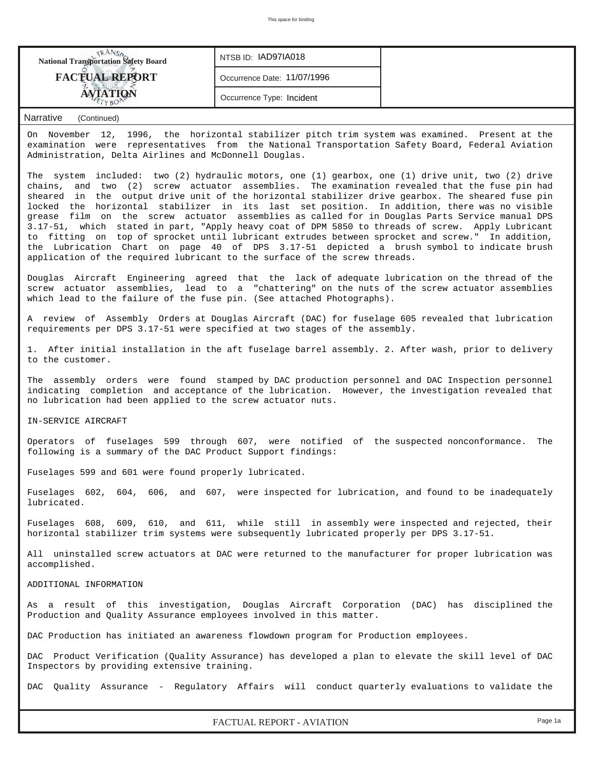| National Transportation Safety Board | NTSB ID: IAD97IA018 | |
| --- | --- | --- |
| **FACTUAL REPORT** | Occurrence Date: 11/07/1996 | |
| **AVIATION** | Occurrence Type: Incident | |

Narrative (Continued)

On November 12, 1996, the horizontal stabilizer pitch trim system was examined. Present at the examination were representatives from the National Transportation Safety Board, Federal Aviation Administration, Delta Airlines and McDonnell Douglas.

The system included: two (2) hydraulic motors, one (1) gearbox, one (1) drive unit, two (2) drive chains, and two (2) screw actuator assemblies. The examination revealed that the fuse pin had sheared in the output drive unit of the horizontal stabilizer drive gearbox. The sheared fuse pin locked the horizontal stabilizer in its last set position. In addition, there was no visible grease film on the screw actuator assemblies as called for in Douglas Parts Service manual DPS 3.17-51, which stated in part, "Apply heavy coat of DPM 5850 to threads of screw. Apply Lubricant to fitting on top of sprocket until lubricant extrudes between sprocket and screw." In addition, the Lubrication Chart on page 40 of DPS 3.17-51 depicted a brush symbol to indicate brush application of the required lubricant to the surface of the screw threads.

Douglas Aircraft Engineering agreed that the lack of adequate lubrication on the thread of the screw actuator assemblies, lead to a "chattering" on the nuts of the screw actuator assemblies which lead to the failure of the fuse pin. (See attached Photographs).

A review of Assembly Orders at Douglas Aircraft (DAC) for fuselage 605 revealed that lubrication requirements per DPS 3.17-51 were specified at two stages of the assembly.

1. After initial installation in the aft fuselage barrel assembly. 2. After wash, prior to delivery to the customer.

The assembly orders were found stamped by DAC production personnel and DAC Inspection personnel indicating completion and acceptance of the lubrication. However, the investigation revealed that no lubrication had been applied to the screw actuator nuts.

IN-SERVICE AIRCRAFT

Operators of fuselages 599 through 607, were notified of the suspected nonconformance. The following is a summary of the DAC Product Support findings:

Fuselages 599 and 601 were found properly lubricated.

Fuselages 602, 604, 606, and 607, were inspected for lubrication, and found to be inadequately lubricated.

Fuselages 608, 609, 610, and 611, while still in assembly were inspected and rejected, their horizontal stabilizer trim systems were subsequently lubricated properly per DPS 3.17-51.

All uninstalled screw actuators at DAC were returned to the manufacturer for proper lubrication was accomplished.

ADDITIONAL INFORMATION

As a result of this investigation, Douglas Aircraft Corporation (DAC) has disciplined the Production and Quality Assurance employees involved in this matter.

DAC Production has initiated an awareness flowdown program for Production employees.

DAC Product Verification (Quality Assurance) has developed a plan to elevate the skill level of DAC Inspectors by providing extensive training.

DAC Quality Assurance - Regulatory Affairs will conduct quarterly evaluations to validate the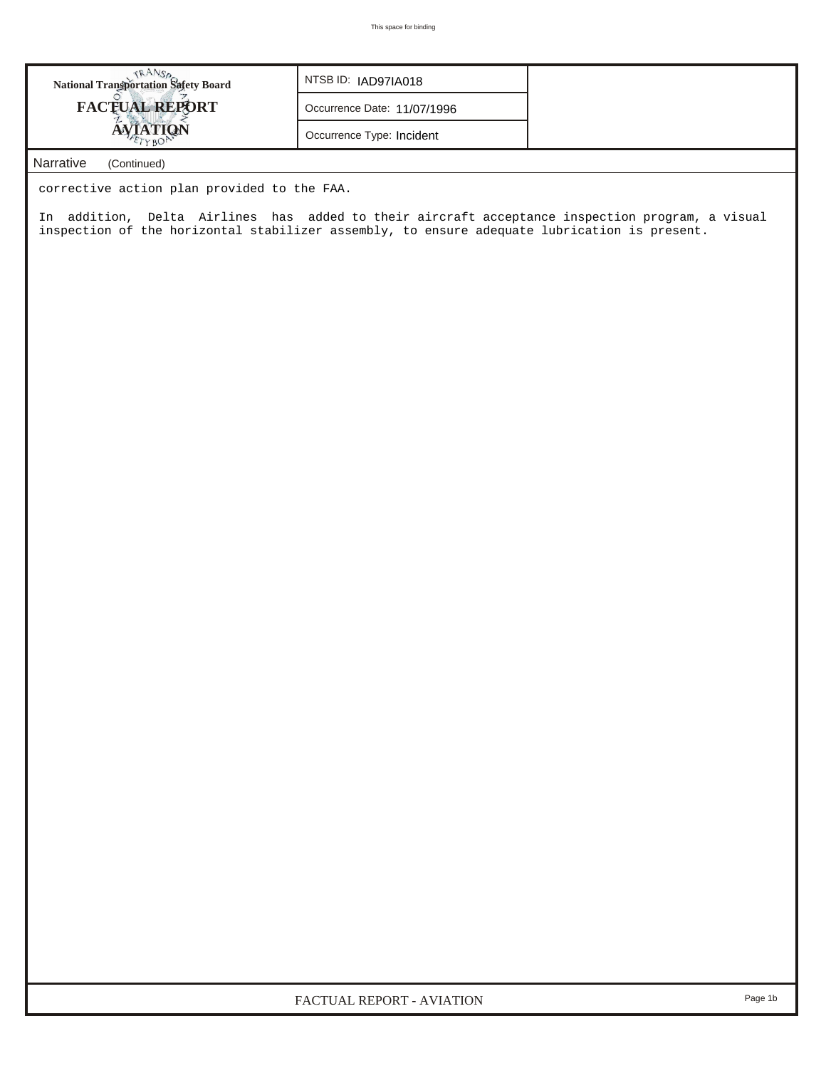**National Transportation Safety Board**
**FACTUAL REPORT**
**AVIATION**

| NTSB ID: IAD97IA018 |
| --- |
| Occurrence Date: 11/07/1996 |
| Occurrence Type: Incident |

## Narrative (Continued)

corrective action plan provided to the FAA.

In addition, Delta Airlines has added to their aircraft acceptance inspection program, a visual inspection of the horizontal stabilizer assembly, to ensure adequate lubrication is present.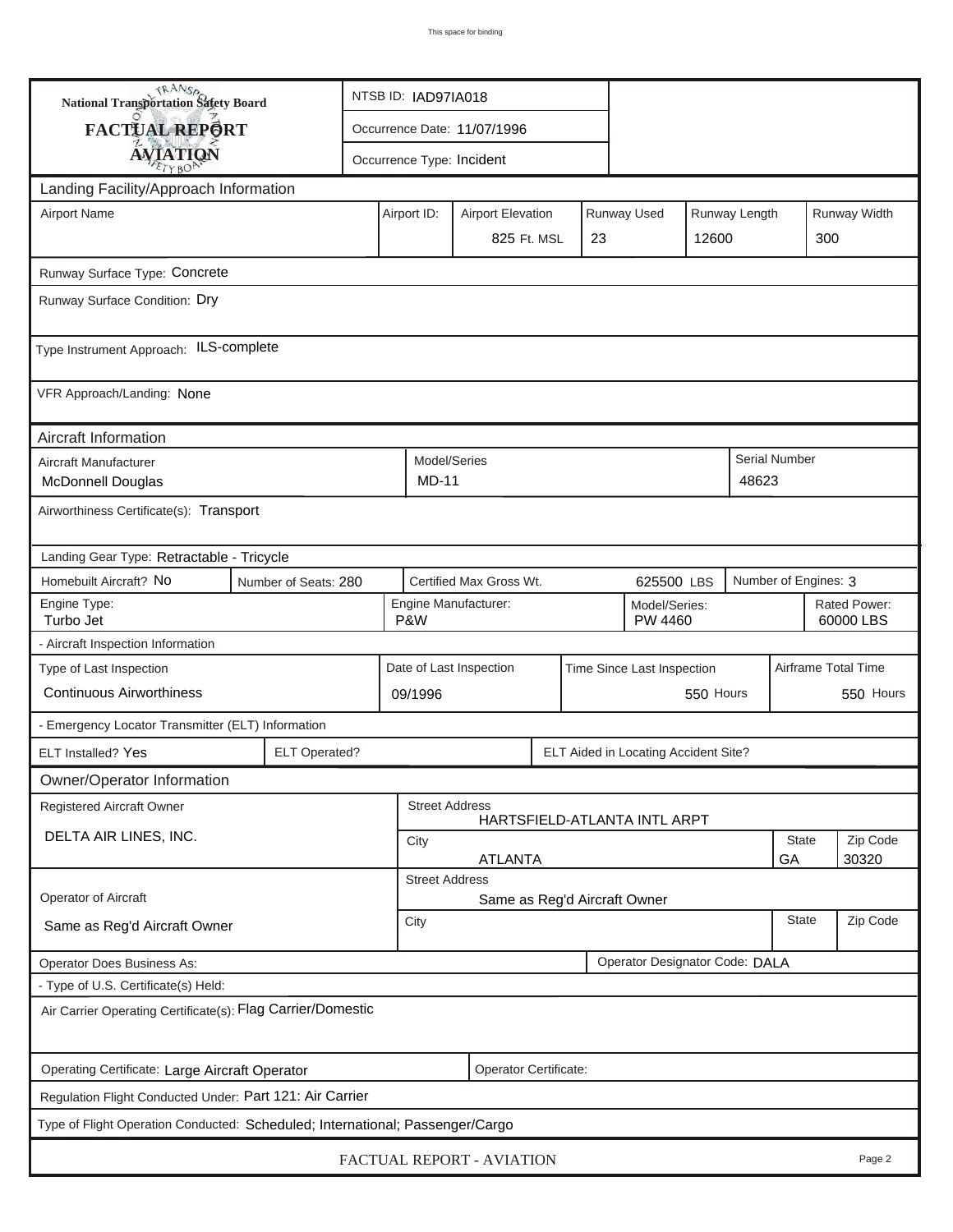This space for binding

**National Transportation Safety Board**

**FACTUAL REPORT**

**AVIATION**

NTSB ID: IAD97IA018

Occurrence Date: 11/07/1996

Occurrence Type: Incident

## Landing Facility/Approach Information

| Airport Name | Airport ID: | Airport Elevation | Runway Used | Runway Length | Runway Width |
|---|---|---|---|---|---|
| | | 825 Ft. MSL | 23 | 12600 | 300 |

Runway Surface Type: Concrete

Runway Surface Condition: Dry

Type Instrument Approach: ILS-complete

VFR Approach/Landing: None

## Aircraft Information

| Aircraft Manufacturer | Model/Series | Serial Number |
|---|---|---|
| McDonnell Douglas | MD-11 | 48623 |

Airworthiness Certificate(s): Transport

Landing Gear Type: Retractable - Tricycle

| Homebuilt Aircraft? | Number of Seats: | Certified Max Gross Wt. | Number of Engines: |
|---|---|---|---|
| No | 280 | 625500 LBS | 3 |

| Engine Type: | Engine Manufacturer: | Model/Series: | Rated Power: |
|---|---|---|---|
| Turbo Jet | P&W | PW 4460 | 60000 LBS |

- Aircraft Inspection Information

| Type of Last Inspection | Date of Last Inspection | Time Since Last Inspection | Airframe Total Time |
|---|---|---|---|
| Continuous Airworthiness | 09/1996 | 550 Hours | 550 Hours |

- Emergency Locator Transmitter (ELT) Information

| ELT Installed? | ELT Operated? | ELT Aided in Locating Accident Site? |
|---|---|---|
| Yes | | |

## Owner/Operator Information

| Registered Aircraft Owner | Street Address | City | State | Zip Code |
|---|---|---|---|---|
| DELTA AIR LINES, INC. | HARTSFIELD-ATLANTA INTL ARPT | ATLANTA | GA | 30320 |

| Operator of Aircraft | Street Address | City | State | Zip Code |
|---|---|---|---|---|
| Same as Reg'd Aircraft Owner | Same as Reg'd Aircraft Owner | | | |

Operator Does Business As:

Operator Designator Code: DALA

- Type of U.S. Certificate(s) Held:

Air Carrier Operating Certificate(s): Flag Carrier/Domestic

Operating Certificate: Large Aircraft Operator

Operator Certificate:

Regulation Flight Conducted Under: Part 121: Air Carrier

Type of Flight Operation Conducted: Scheduled; International; Passenger/Cargo

FACTUAL REPORT - AVIATION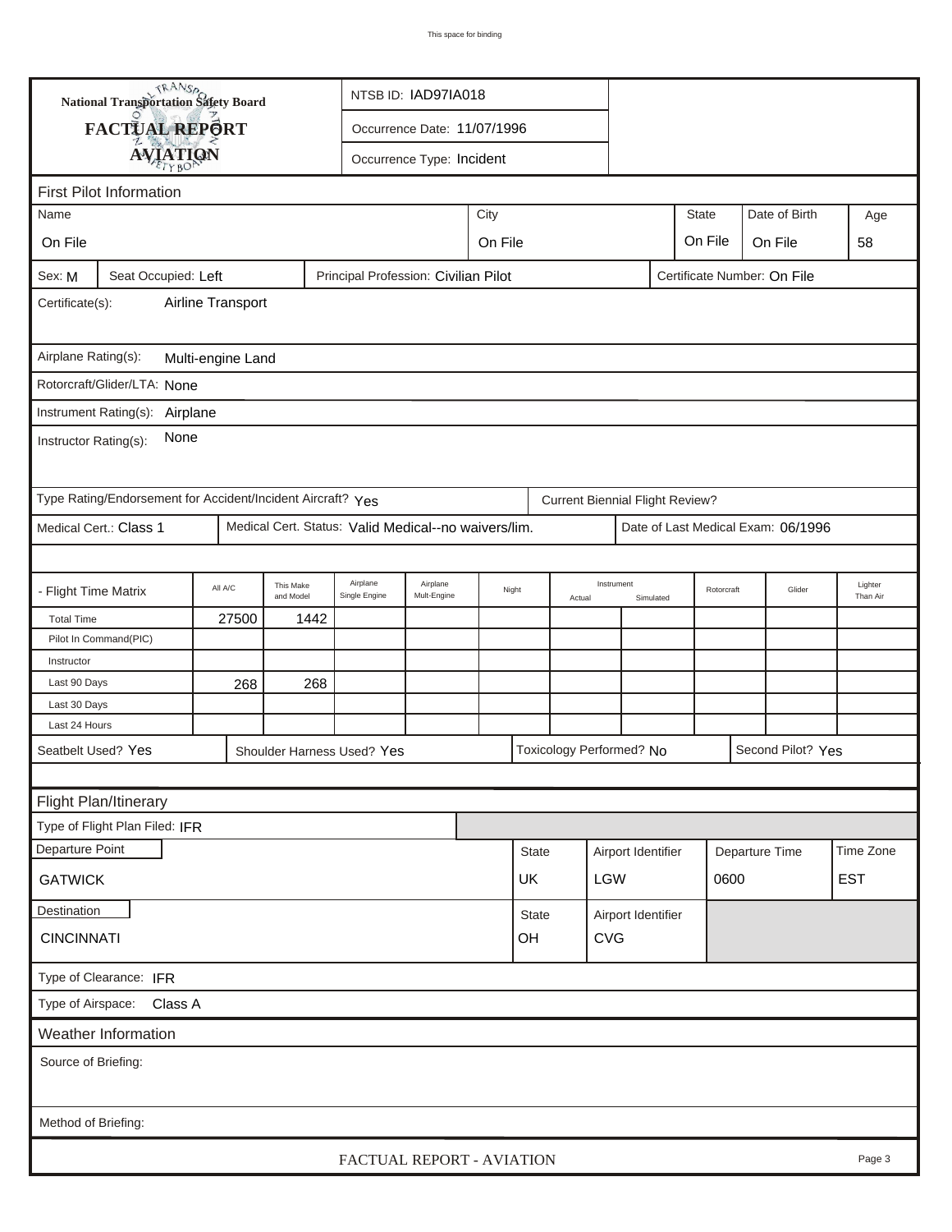This space for binding

**National Transportation Safety Board**

**FACTUAL REPORT**

**AVIATION**

NTSB ID: IAD97IA018

Occurrence Date: 11/07/1996

Occurrence Type: Incident

## First Pilot Information

| Name | City | State | Date of Birth | Age |
|---|---|---|---|---|
| On File | On File | On File | On File | 58 |

Sex: M | Seat Occupied: Left | Principal Profession: Civilian Pilot | Certificate Number: On File

Certificate(s): Airline Transport

Airplane Rating(s): Multi-engine Land

Rotorcraft/Glider/LTA: None

Instrument Rating(s): Airplane

Instructor Rating(s): None

Type Rating/Endorsement for Accident/Incident Aircraft? Yes | Current Biennial Flight Review?

Medical Cert.: Class 1 | Medical Cert. Status: Valid Medical--no waivers/lim. | Date of Last Medical Exam: 06/1996

| - Flight Time Matrix | All A/C | This Make and Model | Airplane Single Engine | Airplane Mult-Engine | Night | Instrument Actual | Instrument Simulated | Rotorcraft | Glider | Lighter Than Air |
|---|---|---|---|---|---|---|---|---|---|---|
| Total Time | 27500 | 1442 | | | | | | | | |
| Pilot In Command(PIC) | | | | | | | | | | |
| Instructor | | | | | | | | | | |
| Last 90 Days | 268 | 268 | | | | | | | | |
| Last 30 Days | | | | | | | | | | |
| Last 24 Hours | | | | | | | | | | |

Seatbelt Used? Yes | Shoulder Harness Used? Yes | Toxicology Performed? No | Second Pilot? Yes

## Flight Plan/Itinerary

Type of Flight Plan Filed: IFR

| Departure Point | State | Airport Identifier | Departure Time | Time Zone |
|---|---|---|---|---|
| GATWICK | UK | LGW | 0600 | EST |

| Destination | State | Airport Identifier |
|---|---|---|
| CINCINNATI | OH | CVG |

Type of Clearance: IFR

Type of Airspace: Class A

## Weather Information

Source of Briefing:

Method of Briefing:

FACTUAL REPORT - AVIATION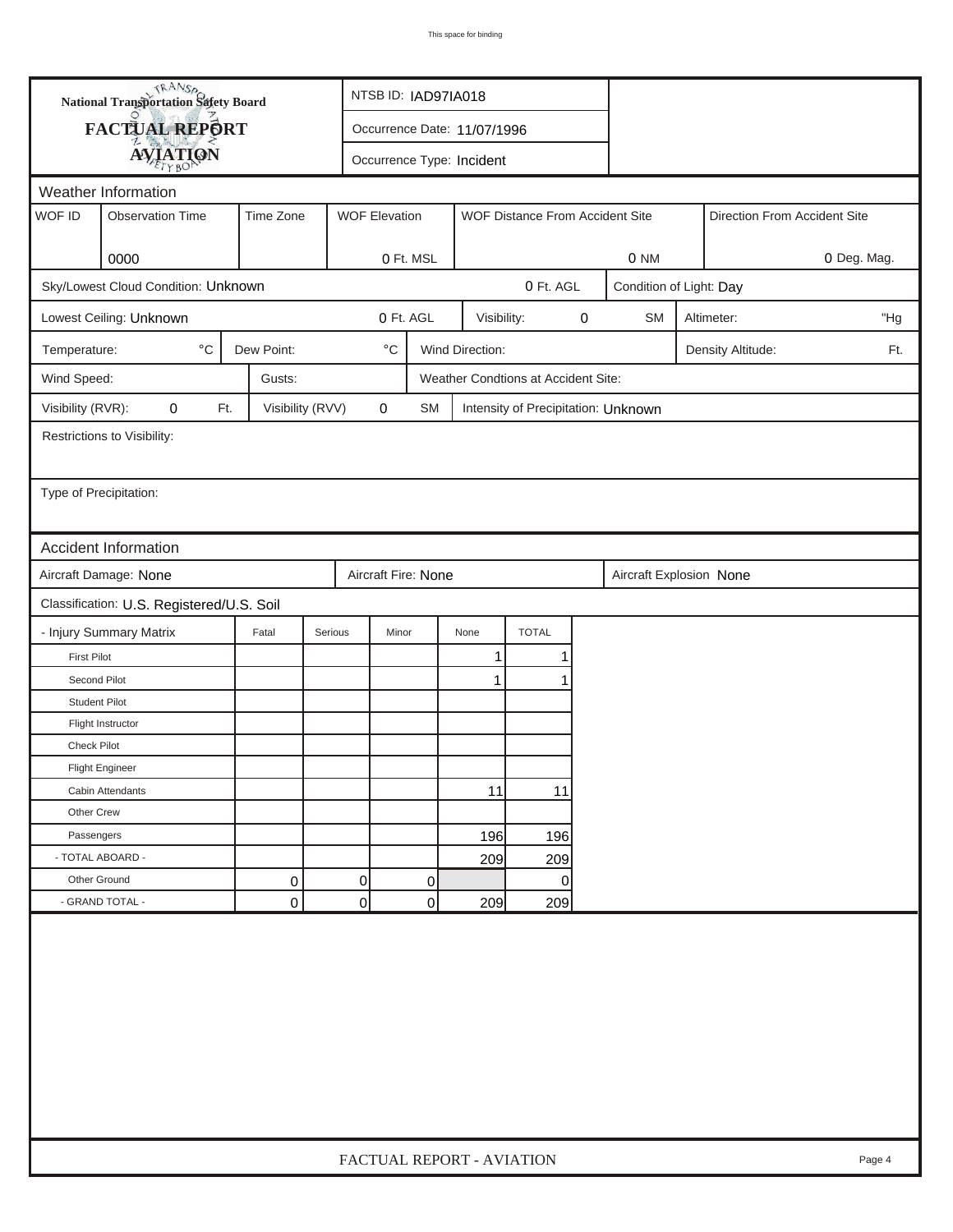# National Transportation Safety Board

## FACTUAL REPORT

## AVIATION

NTSB ID: IAD97IA018

Occurrence Date: 11/07/1996

Occurrence Type: Incident

### Weather Information

| WOF ID | Observation Time | Time Zone | WOF Elevation | WOF Distance From Accident Site | Direction From Accident Site |
|---|---|---|---|---|---|
| | 0000 | | 0 Ft. MSL | 0 NM | 0 Deg. Mag. |

Sky/Lowest Cloud Condition: Unknown | 0 Ft. AGL | Condition of Light: Day

Lowest Ceiling: Unknown | 0 Ft. AGL | Visibility: 0 SM | Altimeter: "Hg

Temperature: °C | Dew Point: °C | Wind Direction: | Density Altitude: Ft.

Wind Speed: | Gusts: | Weather Condtions at Accident Site:

Visibility (RVR): 0 Ft. | Visibility (RVV) 0 SM | Intensity of Precipitation: Unknown

Restrictions to Visibility:

Type of Precipitation:

### Accident Information

Aircraft Damage: None | Aircraft Fire: None | Aircraft Explosion None

Classification: U.S. Registered/U.S. Soil

| - Injury Summary Matrix | Fatal | Serious | Minor | None | TOTAL |
|---|---|---|---|---|---|
| First Pilot | | | | 1 | 1 |
| Second Pilot | | | | 1 | 1 |
| Student Pilot | | | | | |
| Flight Instructor | | | | | |
| Check Pilot | | | | | |
| Flight Engineer | | | | | |
| Cabin Attendants | | | | 11 | 11 |
| Other Crew | | | | | |
| Passengers | | | | 196 | 196 |
| - TOTAL ABOARD - | | | | 209 | 209 |
| Other Ground | 0 | 0 | 0 | | 0 |
| - GRAND TOTAL - | 0 | 0 | 0 | 209 | 209 |

FACTUAL REPORT - AVIATION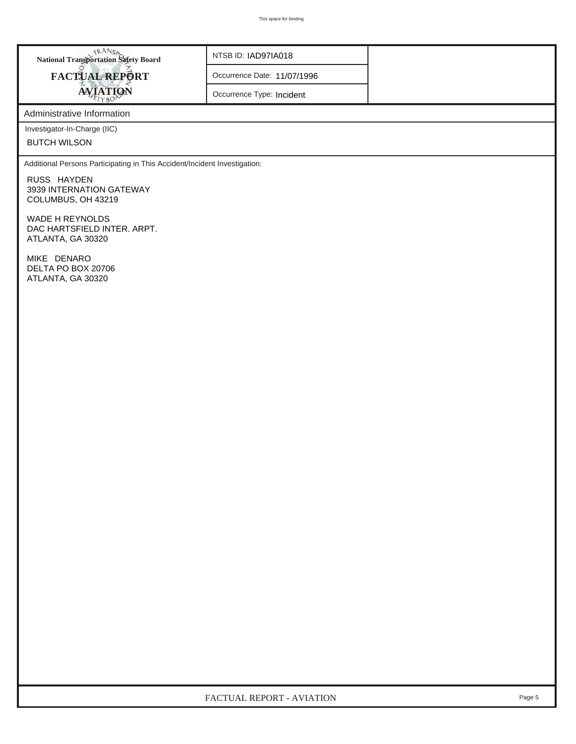**National Transportation Safety Board**

**FACTUAL REPORT**

**AVIATION**

| | |
|---|---|
| NTSB ID: IAD97IA018 | |
| Occurrence Date: 11/07/1996 | |
| Occurrence Type: Incident | |

## Administrative Information

Investigator-In-Charge (IIC)

BUTCH WILSON

Additional Persons Participating in This Accident/Incident Investigation:

RUSS  HAYDEN
3939 INTERNATION GATEWAY
COLUMBUS, OH 43219

WADE H REYNOLDS
DAC HARTSFIELD INTER. ARPT.
ATLANTA, GA 30320

MIKE  DENARO
DELTA PO BOX 20706
ATLANTA, GA 30320